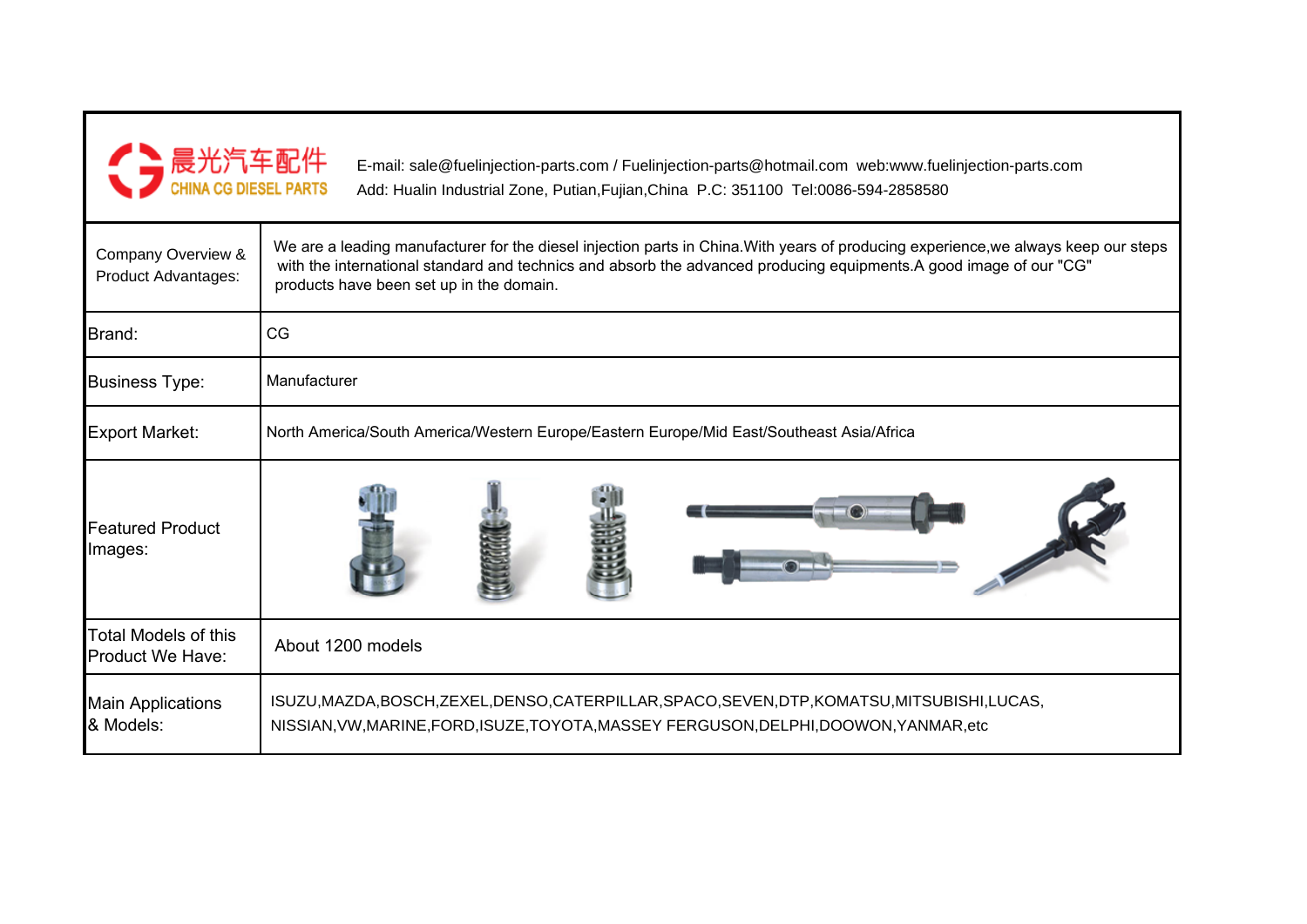晨光汽车配件
CHINA CG DIESEL PARTS

E-mail: sale@fuelinjection-parts.com / Fuelinjection-parts@hotmail.com web:www.fuelinjection-parts.com
Add: Hualin Industrial Zone, Putian,Fujian,China P.C: 351100 Tel:0086-594-2858580

| | |
|---|---|
| Company Overview & Product Advantages: | We are a leading manufacturer for the diesel injection parts in China.With years of producing experience,we always keep our steps with the international standard and technics and absorb the advanced producing equipments.A good image of our "CG" products have been set up in the domain. |
| Brand: | CG |
| Business Type: | Manufacturer |
| Export Market: | North America/South America/Western Europe/Eastern Europe/Mid East/Southeast Asia/Africa |
| Featured Product Images: | |
| Total Models of this Product We Have: | About 1200 models |
| Main Applications & Models: | ISUZU,MAZDA,BOSCH,ZEXEL,DENSO,CATERPILLAR,SPACO,SEVEN,DTP,KOMATSU,MITSUBISHI,LUCAS, NISSIAN,VW,MARINE,FORD,ISUZE,TOYOTA,MASSEY FERGUSON,DELPHI,DOOWON,YANMAR,etc |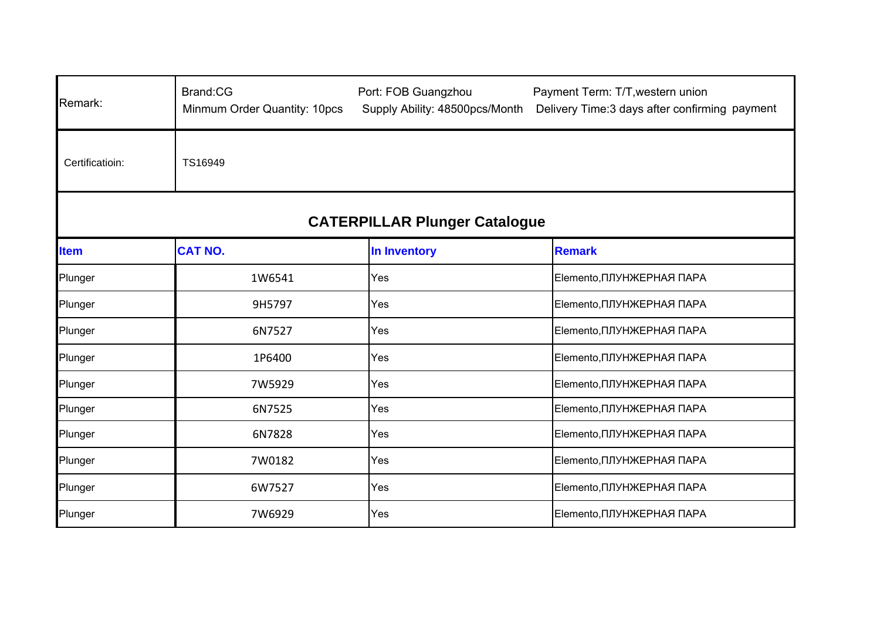| Remark: | Brand:CG<br>Minmum Order Quantity: 10pcs | Port: FOB Guangzhou<br>Supply Ability: 48500pcs/Month | Payment Term: T/T,western union<br>Delivery Time:3 days after confirming payment |
|---|---|---|---|
| Certificatioin: | TS16949 | | |

## CATERPILLAR Plunger Catalogue

| Item | CAT NO. | In Inventory | Remark |
|---|---|---|---|
| Plunger | 1W6541 | Yes | Elemento,ПЛУНЖЕРНАЯ ПАРА |
| Plunger | 9H5797 | Yes | Elemento,ПЛУНЖЕРНАЯ ПАРА |
| Plunger | 6N7527 | Yes | Elemento,ПЛУНЖЕРНАЯ ПАРА |
| Plunger | 1P6400 | Yes | Elemento,ПЛУНЖЕРНАЯ ПАРА |
| Plunger | 7W5929 | Yes | Elemento,ПЛУНЖЕРНАЯ ПАРА |
| Plunger | 6N7525 | Yes | Elemento,ПЛУНЖЕРНАЯ ПАРА |
| Plunger | 6N7828 | Yes | Elemento,ПЛУНЖЕРНАЯ ПАРА |
| Plunger | 7W0182 | Yes | Elemento,ПЛУНЖЕРНАЯ ПАРА |
| Plunger | 6W7527 | Yes | Elemento,ПЛУНЖЕРНАЯ ПАРА |
| Plunger | 7W6929 | Yes | Elemento,ПЛУНЖЕРНАЯ ПАРА |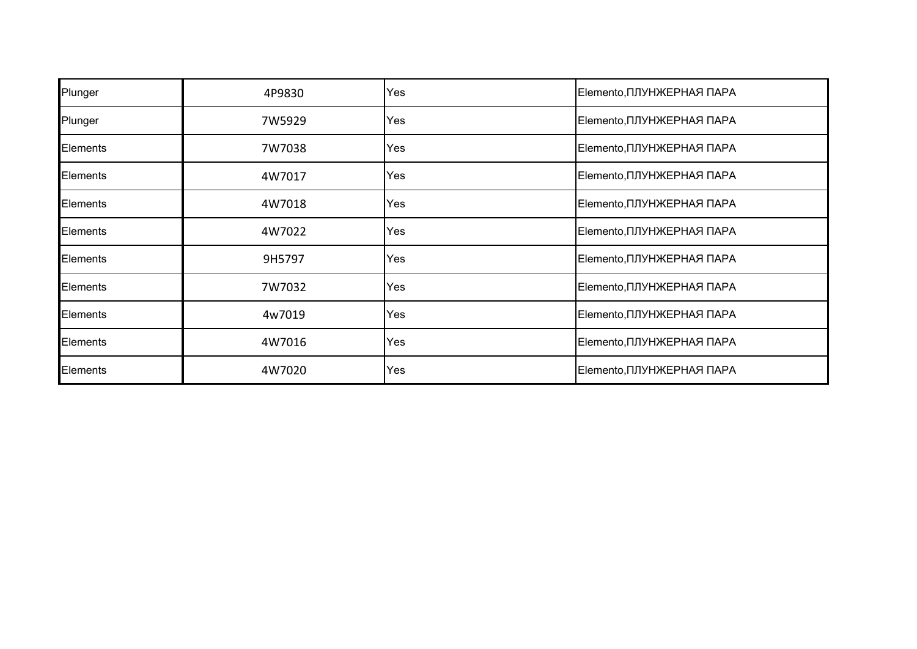| | | | |
|---|---|---|---|
| Plunger | 4P9830 | Yes | Elemento,ПЛУНЖЕРНАЯ ПАРА |
| Plunger | 7W5929 | Yes | Elemento,ПЛУНЖЕРНАЯ ПАРА |
| Elements | 7W7038 | Yes | Elemento,ПЛУНЖЕРНАЯ ПАРА |
| Elements | 4W7017 | Yes | Elemento,ПЛУНЖЕРНАЯ ПАРА |
| Elements | 4W7018 | Yes | Elemento,ПЛУНЖЕРНАЯ ПАРА |
| Elements | 4W7022 | Yes | Elemento,ПЛУНЖЕРНАЯ ПАРА |
| Elements | 9H5797 | Yes | Elemento,ПЛУНЖЕРНАЯ ПАРА |
| Elements | 7W7032 | Yes | Elemento,ПЛУНЖЕРНАЯ ПАРА |
| Elements | 4w7019 | Yes | Elemento,ПЛУНЖЕРНАЯ ПАРА |
| Elements | 4W7016 | Yes | Elemento,ПЛУНЖЕРНАЯ ПАРА |
| Elements | 4W7020 | Yes | Elemento,ПЛУНЖЕРНАЯ ПАРА |